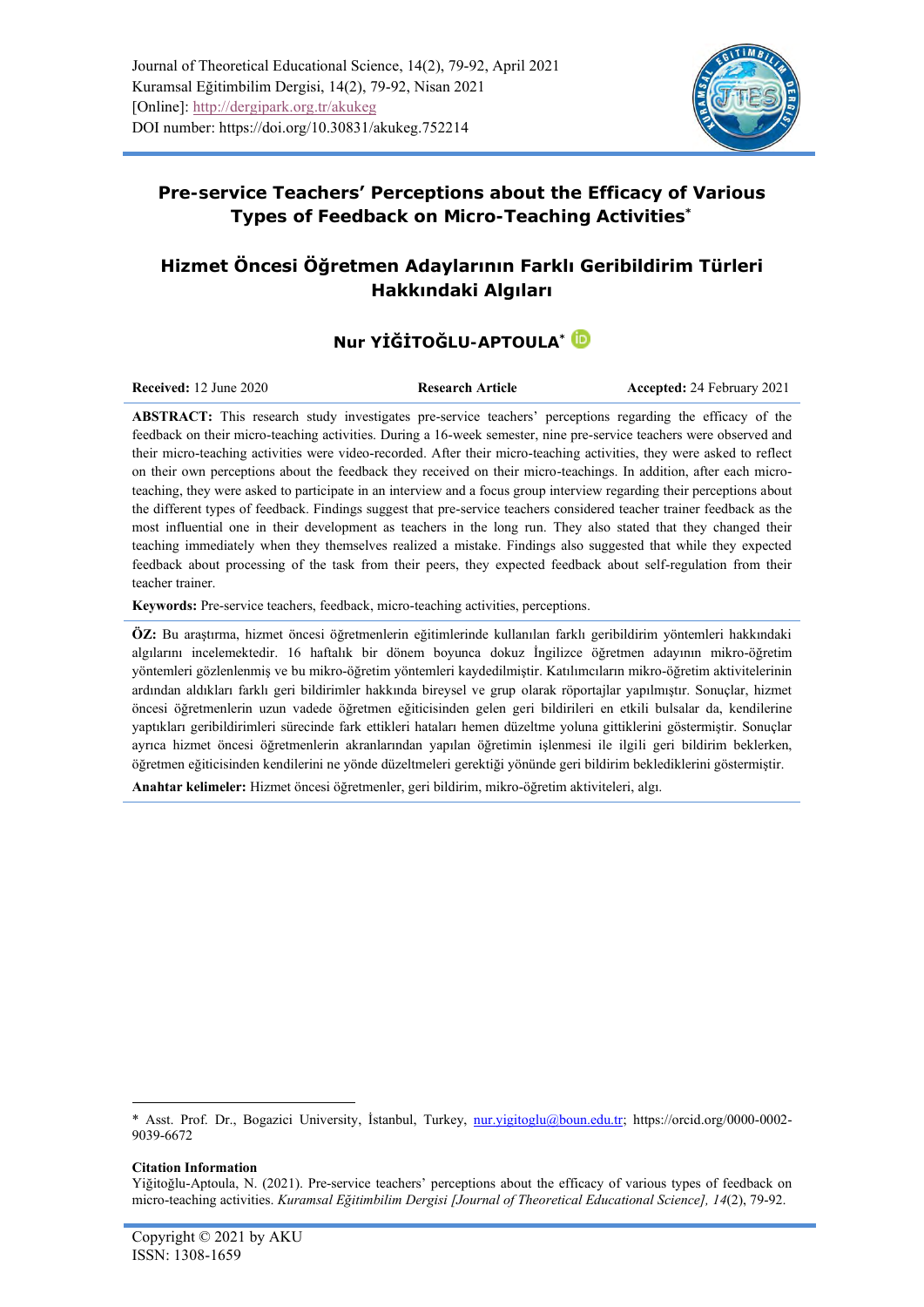Journal of Theoretical Educational Science, 14(2), 79-92, April 2021
Kuramsal Eğitimbilim Dergisi, 14(2), 79-92, Nisan 2021
[Online]: http://dergipark.org.tr/akukeg
DOI number: https://doi.org/10.30831/akukeg.752214

# Pre-service Teachers' Perceptions about the Efficacy of Various Types of Feedback on Micro-Teaching Activities*

# Hizmet Öncesi Öğretmen Adaylarının Farklı Geribildirim Türleri Hakkındaki Algıları

**Nur YİĞİTOĞLU-APTOULA***

**Received:** 12 June 2020 | **Research Article** | **Accepted:** 24 February 2021

**ABSTRACT:** This research study investigates pre-service teachers' perceptions regarding the efficacy of the feedback on their micro-teaching activities. During a 16-week semester, nine pre-service teachers were observed and their micro-teaching activities were video-recorded. After their micro-teaching activities, they were asked to reflect on their own perceptions about the feedback they received on their micro-teachings. In addition, after each micro-teaching, they were asked to participate in an interview and a focus group interview regarding their perceptions about the different types of feedback. Findings suggest that pre-service teachers considered teacher trainer feedback as the most influential one in their development as teachers in the long run. They also stated that they changed their teaching immediately when they themselves realized a mistake. Findings also suggested that while they expected feedback about processing of the task from their peers, they expected feedback about self-regulation from their teacher trainer.

**Keywords:** Pre-service teachers, feedback, micro-teaching activities, perceptions.

**ÖZ:** Bu araştırma, hizmet öncesi öğretmenlerin eğitimlerinde kullanılan farklı geribildirim yöntemleri hakkındaki algılarını incelemektedir. 16 haftalık bir dönem boyunca dokuz İngilizce öğretmen adayının mikro-öğretim yöntemleri gözlenlenmiş ve bu mikro-öğretim yöntemleri kaydedilmiştir. Katılımcıların mikro-öğretim aktivitelerinin ardından aldıkları farklı geri bildirimler hakkında bireysel ve grup olarak röportajlar yapılmıştır. Sonuçlar, hizmet öncesi öğretmenlerin uzun vadede öğretmen eğiticisinden gelen geri bildirileri en etkili bulsalar da, kendilerine yaptıkları geribildirimleri sürecinde fark ettikleri hataları hemen düzeltme yoluna gittiklerini göstermiştir. Sonuçlar ayrıca hizmet öncesi öğretmenlerin akranlarından yapılan öğretimin işlenmesi ile ilgili geri bildirim beklerken, öğretmen eğiticisinden kendilerini ne yönde düzeltmeleri gerektiği yönünde geri bildirim beklediklerini göstermiştir.

**Anahtar kelimeler:** Hizmet öncesi öğretmenler, geri bildirim, mikro-öğretim aktiviteleri, algı.

---

* Asst. Prof. Dr., Bogazici University, İstanbul, Turkey, nur.yigitoglu@boun.edu.tr; https://orcid.org/0000-0002-9039-6672

**Citation Information**
Yiğitoğlu-Aptoula, N. (2021). Pre-service teachers' perceptions about the efficacy of various types of feedback on micro-teaching activities. *Kuramsal Eğitimbilim Dergisi [Journal of Theoretical Educational Science], 14*(2), 79-92.

Copyright © 2021 by AKU
ISSN: 1308-1659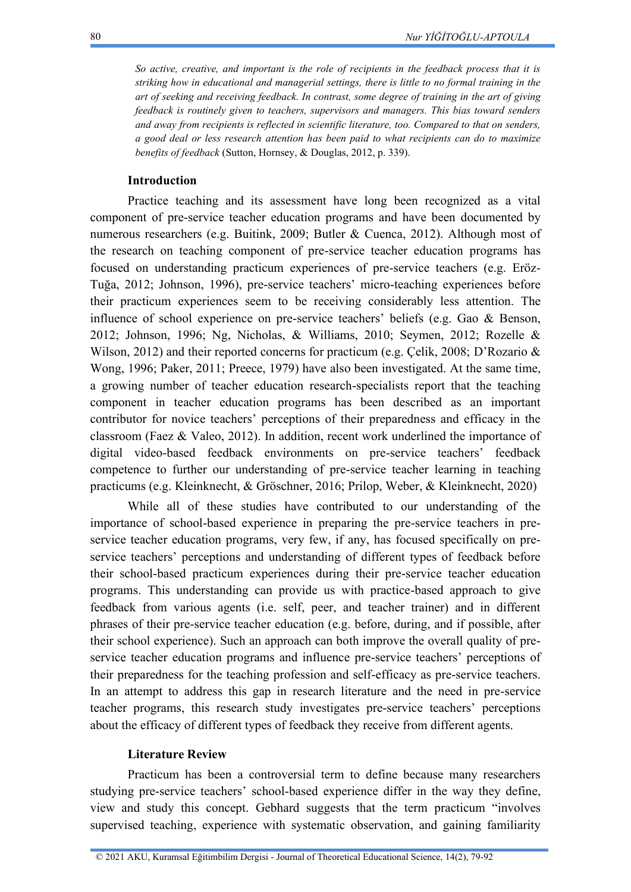*So active, creative, and important is the role of recipients in the feedback process that it is striking how in educational and managerial settings, there is little to no formal training in the art of seeking and receiving feedback. In contrast, some degree of training in the art of giving feedback is routinely given to teachers, supervisors and managers. This bias toward senders and away from recipients is reflected in scientific literature, too. Compared to that on senders, a good deal or less research attention has been paid to what recipients can do to maximize benefits of feedback* (Sutton, Hornsey, & Douglas, 2012, p. 339).

## Introduction

Practice teaching and its assessment have long been recognized as a vital component of pre-service teacher education programs and have been documented by numerous researchers (e.g. Buitink, 2009; Butler & Cuenca, 2012). Although most of the research on teaching component of pre-service teacher education programs has focused on understanding practicum experiences of pre-service teachers (e.g. Eröz-Tuğa, 2012; Johnson, 1996), pre-service teachers' micro-teaching experiences before their practicum experiences seem to be receiving considerably less attention. The influence of school experience on pre-service teachers' beliefs (e.g. Gao & Benson, 2012; Johnson, 1996; Ng, Nicholas, & Williams, 2010; Seymen, 2012; Rozelle & Wilson, 2012) and their reported concerns for practicum (e.g. Çelik, 2008; D'Rozario & Wong, 1996; Paker, 2011; Preece, 1979) have also been investigated. At the same time, a growing number of teacher education research-specialists report that the teaching component in teacher education programs has been described as an important contributor for novice teachers' perceptions of their preparedness and efficacy in the classroom (Faez & Valeo, 2012). In addition, recent work underlined the importance of digital video-based feedback environments on pre-service teachers' feedback competence to further our understanding of pre-service teacher learning in teaching practicums (e.g. Kleinknecht, & Gröschner, 2016; Prilop, Weber, & Kleinknecht, 2020)

While all of these studies have contributed to our understanding of the importance of school-based experience in preparing the pre-service teachers in pre-service teacher education programs, very few, if any, has focused specifically on pre-service teachers' perceptions and understanding of different types of feedback before their school-based practicum experiences during their pre-service teacher education programs. This understanding can provide us with practice-based approach to give feedback from various agents (i.e. self, peer, and teacher trainer) and in different phrases of their pre-service teacher education (e.g. before, during, and if possible, after their school experience). Such an approach can both improve the overall quality of pre-service teacher education programs and influence pre-service teachers' perceptions of their preparedness for the teaching profession and self-efficacy as pre-service teachers. In an attempt to address this gap in research literature and the need in pre-service teacher programs, this research study investigates pre-service teachers' perceptions about the efficacy of different types of feedback they receive from different agents.

## Literature Review

Practicum has been a controversial term to define because many researchers studying pre-service teachers' school-based experience differ in the way they define, view and study this concept. Gebhard suggests that the term practicum "involves supervised teaching, experience with systematic observation, and gaining familiarity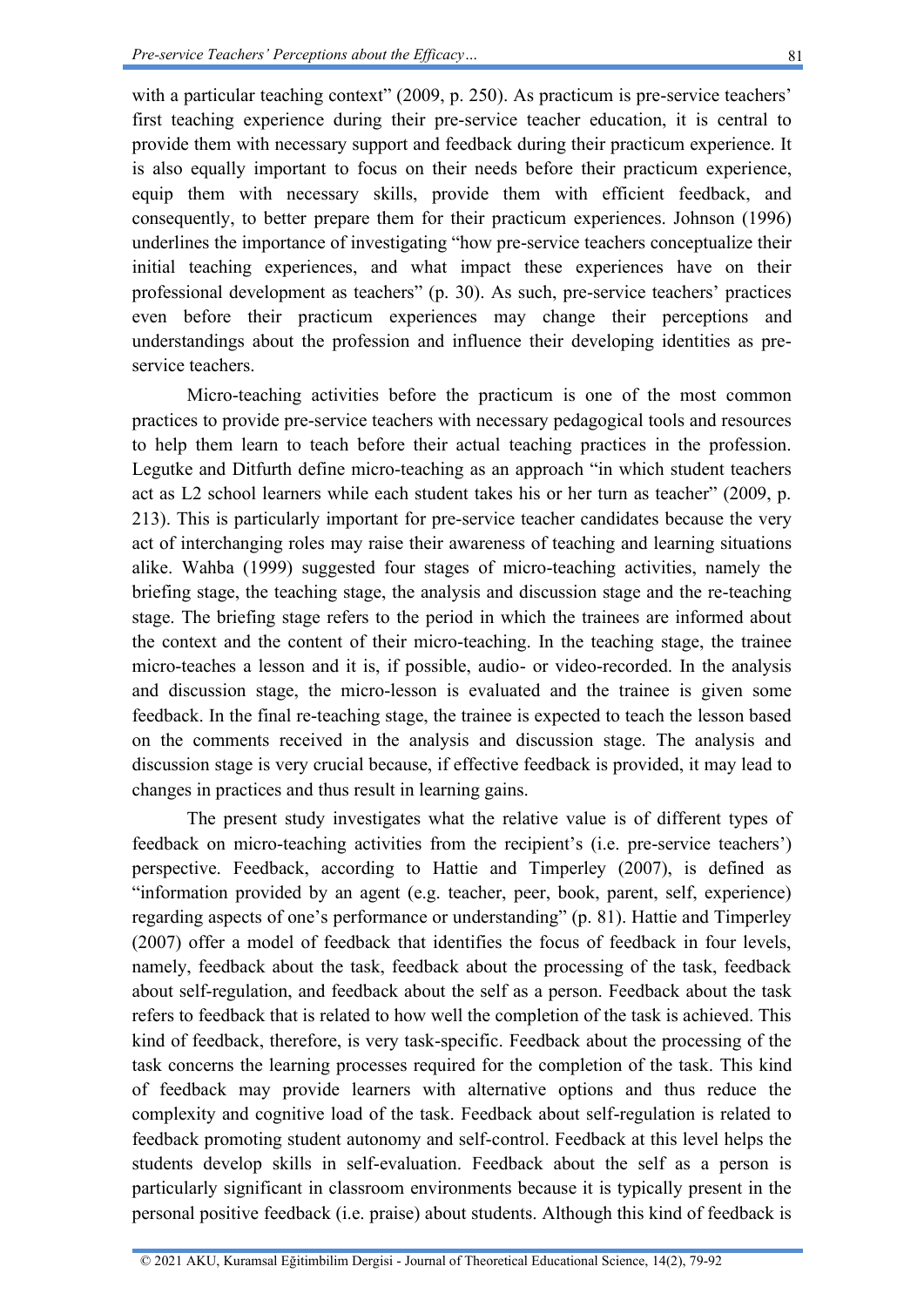with a particular teaching context" (2009, p. 250). As practicum is pre-service teachers' first teaching experience during their pre-service teacher education, it is central to provide them with necessary support and feedback during their practicum experience. It is also equally important to focus on their needs before their practicum experience, equip them with necessary skills, provide them with efficient feedback, and consequently, to better prepare them for their practicum experiences. Johnson (1996) underlines the importance of investigating "how pre-service teachers conceptualize their initial teaching experiences, and what impact these experiences have on their professional development as teachers" (p. 30). As such, pre-service teachers' practices even before their practicum experiences may change their perceptions and understandings about the profession and influence their developing identities as pre-service teachers.

Micro-teaching activities before the practicum is one of the most common practices to provide pre-service teachers with necessary pedagogical tools and resources to help them learn to teach before their actual teaching practices in the profession. Legutke and Ditfurth define micro-teaching as an approach "in which student teachers act as L2 school learners while each student takes his or her turn as teacher" (2009, p. 213). This is particularly important for pre-service teacher candidates because the very act of interchanging roles may raise their awareness of teaching and learning situations alike. Wahba (1999) suggested four stages of micro-teaching activities, namely the briefing stage, the teaching stage, the analysis and discussion stage and the re-teaching stage. The briefing stage refers to the period in which the trainees are informed about the context and the content of their micro-teaching. In the teaching stage, the trainee micro-teaches a lesson and it is, if possible, audio- or video-recorded. In the analysis and discussion stage, the micro-lesson is evaluated and the trainee is given some feedback. In the final re-teaching stage, the trainee is expected to teach the lesson based on the comments received in the analysis and discussion stage. The analysis and discussion stage is very crucial because, if effective feedback is provided, it may lead to changes in practices and thus result in learning gains.

The present study investigates what the relative value is of different types of feedback on micro-teaching activities from the recipient's (i.e. pre-service teachers') perspective. Feedback, according to Hattie and Timperley (2007), is defined as "information provided by an agent (e.g. teacher, peer, book, parent, self, experience) regarding aspects of one's performance or understanding" (p. 81). Hattie and Timperley (2007) offer a model of feedback that identifies the focus of feedback in four levels, namely, feedback about the task, feedback about the processing of the task, feedback about self-regulation, and feedback about the self as a person. Feedback about the task refers to feedback that is related to how well the completion of the task is achieved. This kind of feedback, therefore, is very task-specific. Feedback about the processing of the task concerns the learning processes required for the completion of the task. This kind of feedback may provide learners with alternative options and thus reduce the complexity and cognitive load of the task. Feedback about self-regulation is related to feedback promoting student autonomy and self-control. Feedback at this level helps the students develop skills in self-evaluation. Feedback about the self as a person is particularly significant in classroom environments because it is typically present in the personal positive feedback (i.e. praise) about students. Although this kind of feedback is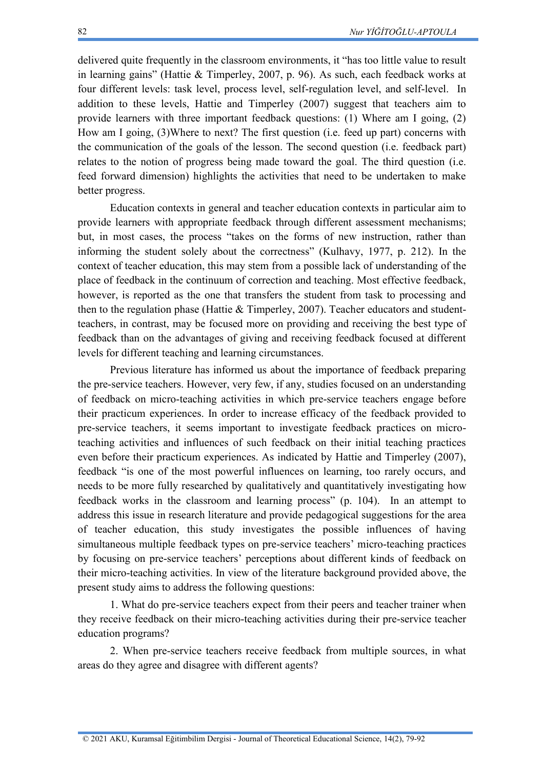delivered quite frequently in the classroom environments, it "has too little value to result in learning gains" (Hattie & Timperley, 2007, p. 96). As such, each feedback works at four different levels: task level, process level, self-regulation level, and self-level. In addition to these levels, Hattie and Timperley (2007) suggest that teachers aim to provide learners with three important feedback questions: (1) Where am I going, (2) How am I going, (3)Where to next? The first question (i.e. feed up part) concerns with the communication of the goals of the lesson. The second question (i.e. feedback part) relates to the notion of progress being made toward the goal. The third question (i.e. feed forward dimension) highlights the activities that need to be undertaken to make better progress.

Education contexts in general and teacher education contexts in particular aim to provide learners with appropriate feedback through different assessment mechanisms; but, in most cases, the process "takes on the forms of new instruction, rather than informing the student solely about the correctness" (Kulhavy, 1977, p. 212). In the context of teacher education, this may stem from a possible lack of understanding of the place of feedback in the continuum of correction and teaching. Most effective feedback, however, is reported as the one that transfers the student from task to processing and then to the regulation phase (Hattie & Timperley, 2007). Teacher educators and student-teachers, in contrast, may be focused more on providing and receiving the best type of feedback than on the advantages of giving and receiving feedback focused at different levels for different teaching and learning circumstances.

Previous literature has informed us about the importance of feedback preparing the pre-service teachers. However, very few, if any, studies focused on an understanding of feedback on micro-teaching activities in which pre-service teachers engage before their practicum experiences. In order to increase efficacy of the feedback provided to pre-service teachers, it seems important to investigate feedback practices on micro-teaching activities and influences of such feedback on their initial teaching practices even before their practicum experiences. As indicated by Hattie and Timperley (2007), feedback "is one of the most powerful influences on learning, too rarely occurs, and needs to be more fully researched by qualitatively and quantitatively investigating how feedback works in the classroom and learning process" (p. 104). In an attempt to address this issue in research literature and provide pedagogical suggestions for the area of teacher education, this study investigates the possible influences of having simultaneous multiple feedback types on pre-service teachers' micro-teaching practices by focusing on pre-service teachers' perceptions about different kinds of feedback on their micro-teaching activities. In view of the literature background provided above, the present study aims to address the following questions:

1. What do pre-service teachers expect from their peers and teacher trainer when they receive feedback on their micro-teaching activities during their pre-service teacher education programs?

2. When pre-service teachers receive feedback from multiple sources, in what areas do they agree and disagree with different agents?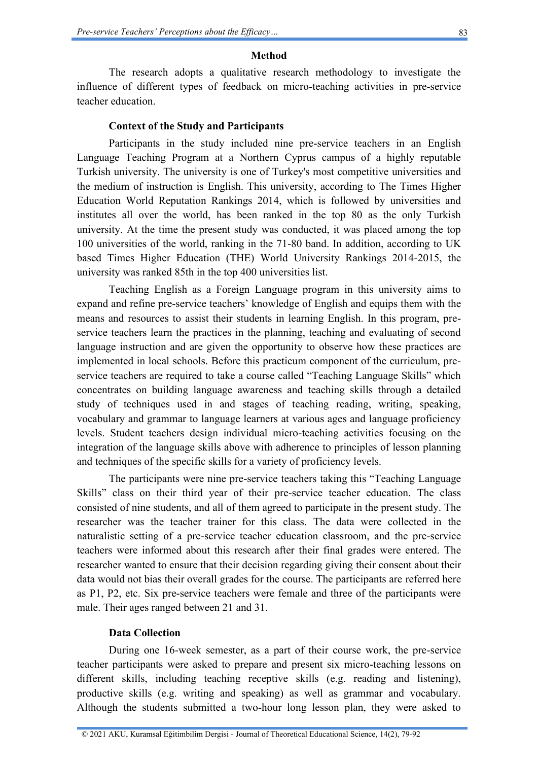## Method

The research adopts a qualitative research methodology to investigate the influence of different types of feedback on micro-teaching activities in pre-service teacher education.

### Context of the Study and Participants

Participants in the study included nine pre-service teachers in an English Language Teaching Program at a Northern Cyprus campus of a highly reputable Turkish university. The university is one of Turkey's most competitive universities and the medium of instruction is English. This university, according to The Times Higher Education World Reputation Rankings 2014, which is followed by universities and institutes all over the world, has been ranked in the top 80 as the only Turkish university. At the time the present study was conducted, it was placed among the top 100 universities of the world, ranking in the 71-80 band. In addition, according to UK based Times Higher Education (THE) World University Rankings 2014-2015, the university was ranked 85th in the top 400 universities list.

Teaching English as a Foreign Language program in this university aims to expand and refine pre-service teachers' knowledge of English and equips them with the means and resources to assist their students in learning English. In this program, pre-service teachers learn the practices in the planning, teaching and evaluating of second language instruction and are given the opportunity to observe how these practices are implemented in local schools. Before this practicum component of the curriculum, pre-service teachers are required to take a course called "Teaching Language Skills" which concentrates on building language awareness and teaching skills through a detailed study of techniques used in and stages of teaching reading, writing, speaking, vocabulary and grammar to language learners at various ages and language proficiency levels. Student teachers design individual micro-teaching activities focusing on the integration of the language skills above with adherence to principles of lesson planning and techniques of the specific skills for a variety of proficiency levels.

The participants were nine pre-service teachers taking this "Teaching Language Skills" class on their third year of their pre-service teacher education. The class consisted of nine students, and all of them agreed to participate in the present study. The researcher was the teacher trainer for this class. The data were collected in the naturalistic setting of a pre-service teacher education classroom, and the pre-service teachers were informed about this research after their final grades were entered. The researcher wanted to ensure that their decision regarding giving their consent about their data would not bias their overall grades for the course. The participants are referred here as P1, P2, etc. Six pre-service teachers were female and three of the participants were male. Their ages ranged between 21 and 31.

### Data Collection

During one 16-week semester, as a part of their course work, the pre-service teacher participants were asked to prepare and present six micro-teaching lessons on different skills, including teaching receptive skills (e.g. reading and listening), productive skills (e.g. writing and speaking) as well as grammar and vocabulary. Although the students submitted a two-hour long lesson plan, they were asked to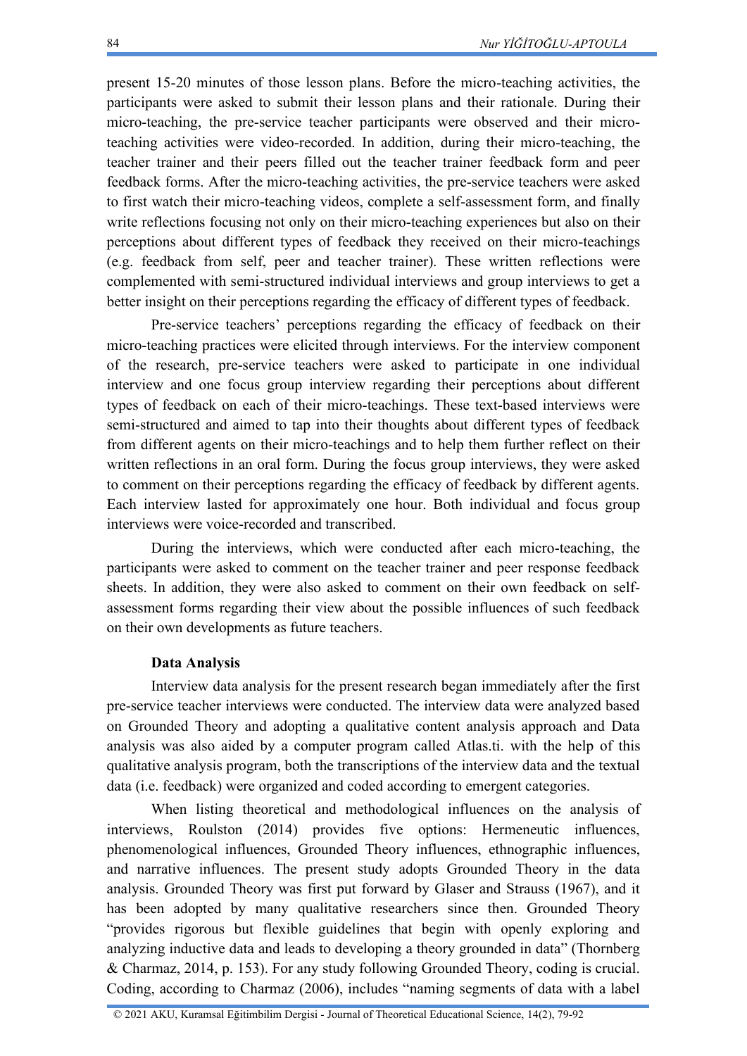present 15-20 minutes of those lesson plans. Before the micro-teaching activities, the participants were asked to submit their lesson plans and their rationale. During their micro-teaching, the pre-service teacher participants were observed and their micro-teaching activities were video-recorded. In addition, during their micro-teaching, the teacher trainer and their peers filled out the teacher trainer feedback form and peer feedback forms. After the micro-teaching activities, the pre-service teachers were asked to first watch their micro-teaching videos, complete a self-assessment form, and finally write reflections focusing not only on their micro-teaching experiences but also on their perceptions about different types of feedback they received on their micro-teachings (e.g. feedback from self, peer and teacher trainer). These written reflections were complemented with semi-structured individual interviews and group interviews to get a better insight on their perceptions regarding the efficacy of different types of feedback.

Pre-service teachers' perceptions regarding the efficacy of feedback on their micro-teaching practices were elicited through interviews. For the interview component of the research, pre-service teachers were asked to participate in one individual interview and one focus group interview regarding their perceptions about different types of feedback on each of their micro-teachings. These text-based interviews were semi-structured and aimed to tap into their thoughts about different types of feedback from different agents on their micro-teachings and to help them further reflect on their written reflections in an oral form. During the focus group interviews, they were asked to comment on their perceptions regarding the efficacy of feedback by different agents. Each interview lasted for approximately one hour. Both individual and focus group interviews were voice-recorded and transcribed.

During the interviews, which were conducted after each micro-teaching, the participants were asked to comment on the teacher trainer and peer response feedback sheets. In addition, they were also asked to comment on their own feedback on self-assessment forms regarding their view about the possible influences of such feedback on their own developments as future teachers.

**Data Analysis**

Interview data analysis for the present research began immediately after the first pre-service teacher interviews were conducted. The interview data were analyzed based on Grounded Theory and adopting a qualitative content analysis approach and Data analysis was also aided by a computer program called Atlas.ti. with the help of this qualitative analysis program, both the transcriptions of the interview data and the textual data (i.e. feedback) were organized and coded according to emergent categories.

When listing theoretical and methodological influences on the analysis of interviews, Roulston (2014) provides five options: Hermeneutic influences, phenomenological influences, Grounded Theory influences, ethnographic influences, and narrative influences. The present study adopts Grounded Theory in the data analysis. Grounded Theory was first put forward by Glaser and Strauss (1967), and it has been adopted by many qualitative researchers since then. Grounded Theory "provides rigorous but flexible guidelines that begin with openly exploring and analyzing inductive data and leads to developing a theory grounded in data" (Thornberg & Charmaz, 2014, p. 153). For any study following Grounded Theory, coding is crucial. Coding, according to Charmaz (2006), includes "naming segments of data with a label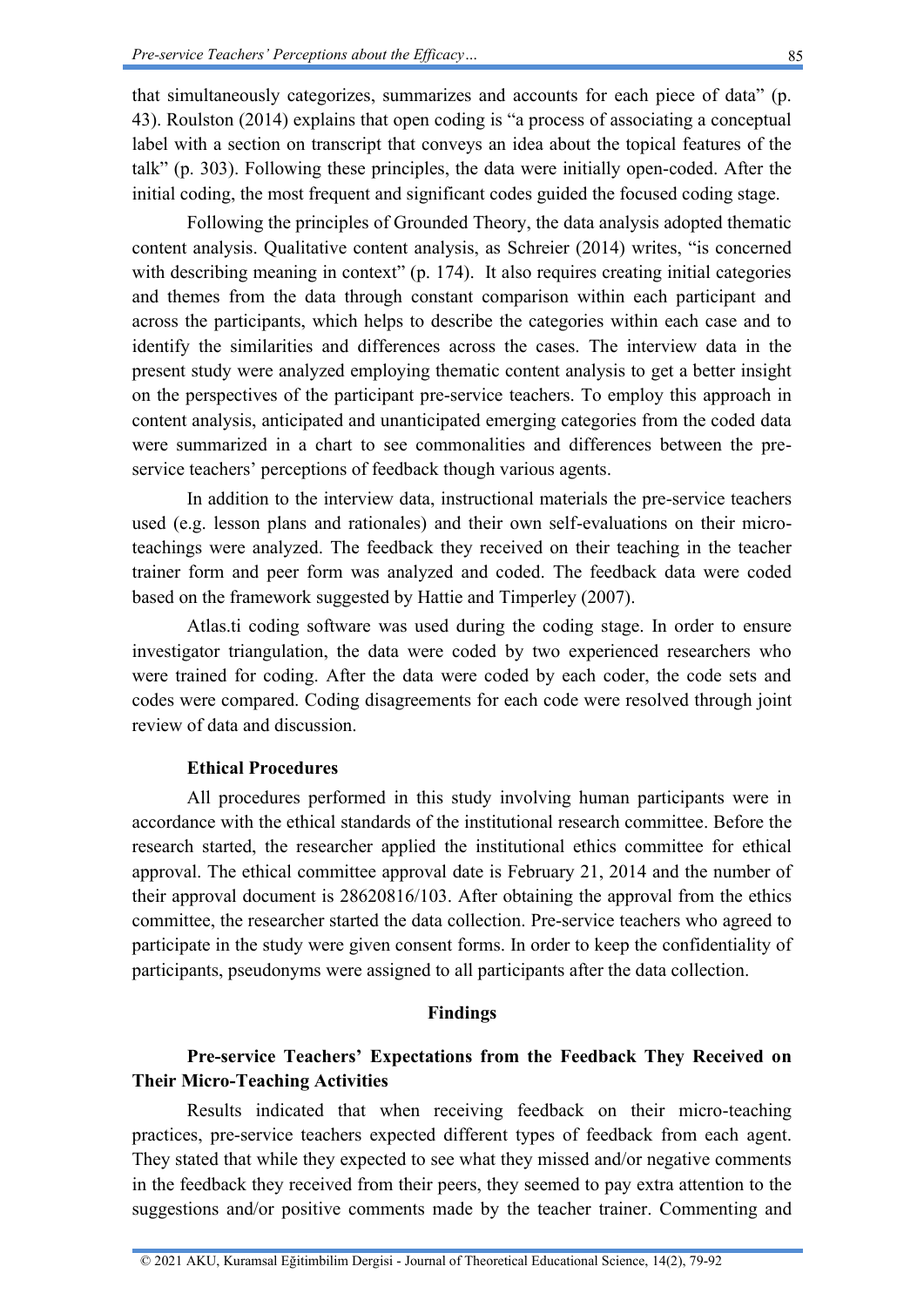that simultaneously categorizes, summarizes and accounts for each piece of data" (p. 43). Roulston (2014) explains that open coding is "a process of associating a conceptual label with a section on transcript that conveys an idea about the topical features of the talk" (p. 303). Following these principles, the data were initially open-coded. After the initial coding, the most frequent and significant codes guided the focused coding stage.

Following the principles of Grounded Theory, the data analysis adopted thematic content analysis. Qualitative content analysis, as Schreier (2014) writes, "is concerned with describing meaning in context" (p. 174). It also requires creating initial categories and themes from the data through constant comparison within each participant and across the participants, which helps to describe the categories within each case and to identify the similarities and differences across the cases. The interview data in the present study were analyzed employing thematic content analysis to get a better insight on the perspectives of the participant pre-service teachers. To employ this approach in content analysis, anticipated and unanticipated emerging categories from the coded data were summarized in a chart to see commonalities and differences between the pre-service teachers' perceptions of feedback though various agents.

In addition to the interview data, instructional materials the pre-service teachers used (e.g. lesson plans and rationales) and their own self-evaluations on their micro-teachings were analyzed. The feedback they received on their teaching in the teacher trainer form and peer form was analyzed and coded. The feedback data were coded based on the framework suggested by Hattie and Timperley (2007).

Atlas.ti coding software was used during the coding stage. In order to ensure investigator triangulation, the data were coded by two experienced researchers who were trained for coding. After the data were coded by each coder, the code sets and codes were compared. Coding disagreements for each code were resolved through joint review of data and discussion.

### Ethical Procedures

All procedures performed in this study involving human participants were in accordance with the ethical standards of the institutional research committee. Before the research started, the researcher applied the institutional ethics committee for ethical approval. The ethical committee approval date is February 21, 2014 and the number of their approval document is 28620816/103. After obtaining the approval from the ethics committee, the researcher started the data collection. Pre-service teachers who agreed to participate in the study were given consent forms. In order to keep the confidentiality of participants, pseudonyms were assigned to all participants after the data collection.

## Findings

### Pre-service Teachers' Expectations from the Feedback They Received on Their Micro-Teaching Activities

Results indicated that when receiving feedback on their micro-teaching practices, pre-service teachers expected different types of feedback from each agent. They stated that while they expected to see what they missed and/or negative comments in the feedback they received from their peers, they seemed to pay extra attention to the suggestions and/or positive comments made by the teacher trainer. Commenting and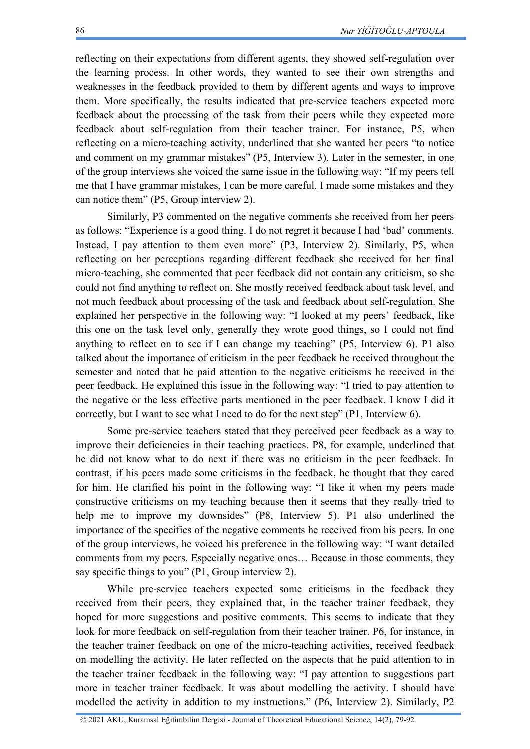reflecting on their expectations from different agents, they showed self-regulation over the learning process. In other words, they wanted to see their own strengths and weaknesses in the feedback provided to them by different agents and ways to improve them. More specifically, the results indicated that pre-service teachers expected more feedback about the processing of the task from their peers while they expected more feedback about self-regulation from their teacher trainer. For instance, P5, when reflecting on a micro-teaching activity, underlined that she wanted her peers "to notice and comment on my grammar mistakes" (P5, Interview 3). Later in the semester, in one of the group interviews she voiced the same issue in the following way: "If my peers tell me that I have grammar mistakes, I can be more careful. I made some mistakes and they can notice them" (P5, Group interview 2).

Similarly, P3 commented on the negative comments she received from her peers as follows: "Experience is a good thing. I do not regret it because I had 'bad' comments. Instead, I pay attention to them even more" (P3, Interview 2). Similarly, P5, when reflecting on her perceptions regarding different feedback she received for her final micro-teaching, she commented that peer feedback did not contain any criticism, so she could not find anything to reflect on. She mostly received feedback about task level, and not much feedback about processing of the task and feedback about self-regulation. She explained her perspective in the following way: "I looked at my peers' feedback, like this one on the task level only, generally they wrote good things, so I could not find anything to reflect on to see if I can change my teaching" (P5, Interview 6). P1 also talked about the importance of criticism in the peer feedback he received throughout the semester and noted that he paid attention to the negative criticisms he received in the peer feedback. He explained this issue in the following way: "I tried to pay attention to the negative or the less effective parts mentioned in the peer feedback. I know I did it correctly, but I want to see what I need to do for the next step" (P1, Interview 6).

Some pre-service teachers stated that they perceived peer feedback as a way to improve their deficiencies in their teaching practices. P8, for example, underlined that he did not know what to do next if there was no criticism in the peer feedback. In contrast, if his peers made some criticisms in the feedback, he thought that they cared for him. He clarified his point in the following way: "I like it when my peers made constructive criticisms on my teaching because then it seems that they really tried to help me to improve my downsides" (P8, Interview 5). P1 also underlined the importance of the specifics of the negative comments he received from his peers. In one of the group interviews, he voiced his preference in the following way: "I want detailed comments from my peers. Especially negative ones… Because in those comments, they say specific things to you" (P1, Group interview 2).

While pre-service teachers expected some criticisms in the feedback they received from their peers, they explained that, in the teacher trainer feedback, they hoped for more suggestions and positive comments. This seems to indicate that they look for more feedback on self-regulation from their teacher trainer. P6, for instance, in the teacher trainer feedback on one of the micro-teaching activities, received feedback on modelling the activity. He later reflected on the aspects that he paid attention to in the teacher trainer feedback in the following way: "I pay attention to suggestions part more in teacher trainer feedback. It was about modelling the activity. I should have modelled the activity in addition to my instructions." (P6, Interview 2). Similarly, P2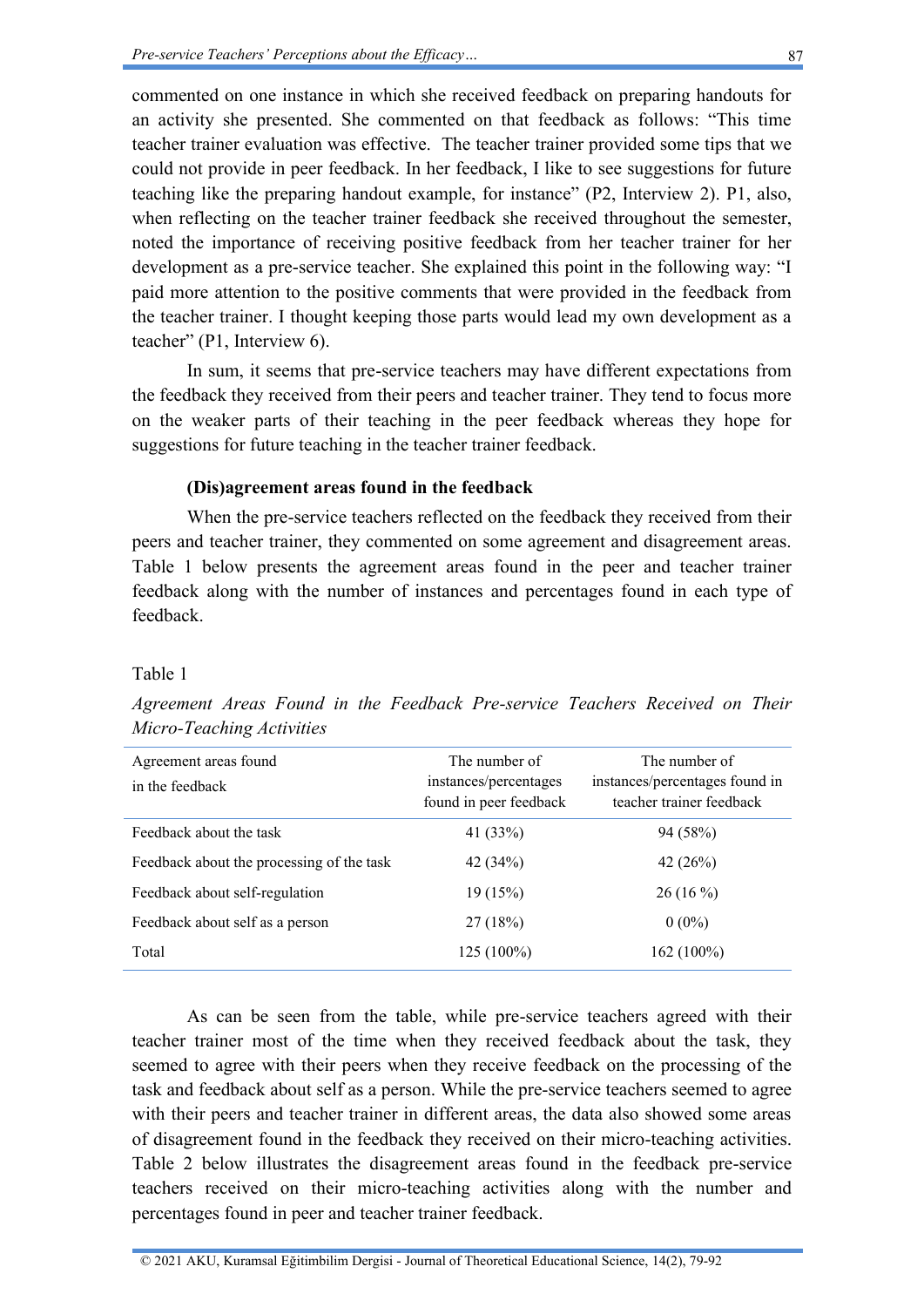commented on one instance in which she received feedback on preparing handouts for an activity she presented. She commented on that feedback as follows: "This time teacher trainer evaluation was effective. The teacher trainer provided some tips that we could not provide in peer feedback. In her feedback, I like to see suggestions for future teaching like the preparing handout example, for instance" (P2, Interview 2). P1, also, when reflecting on the teacher trainer feedback she received throughout the semester, noted the importance of receiving positive feedback from her teacher trainer for her development as a pre-service teacher. She explained this point in the following way: "I paid more attention to the positive comments that were provided in the feedback from the teacher trainer. I thought keeping those parts would lead my own development as a teacher" (P1, Interview 6).

In sum, it seems that pre-service teachers may have different expectations from the feedback they received from their peers and teacher trainer. They tend to focus more on the weaker parts of their teaching in the peer feedback whereas they hope for suggestions for future teaching in the teacher trainer feedback.

### (Dis)agreement areas found in the feedback

When the pre-service teachers reflected on the feedback they received from their peers and teacher trainer, they commented on some agreement and disagreement areas. Table 1 below presents the agreement areas found in the peer and teacher trainer feedback along with the number of instances and percentages found in each type of feedback.

Table 1

*Agreement Areas Found in the Feedback Pre-service Teachers Received on Their Micro-Teaching Activities*

| Agreement areas found in the feedback | The number of instances/percentages found in peer feedback | The number of instances/percentages found in teacher trainer feedback |
|---|---|---|
| Feedback about the task | 41 (33%) | 94 (58%) |
| Feedback about the processing of the task | 42 (34%) | 42 (26%) |
| Feedback about self-regulation | 19 (15%) | 26 (16 %) |
| Feedback about self as a person | 27 (18%) | 0 (0%) |
| Total | 125 (100%) | 162 (100%) |

As can be seen from the table, while pre-service teachers agreed with their teacher trainer most of the time when they received feedback about the task, they seemed to agree with their peers when they receive feedback on the processing of the task and feedback about self as a person. While the pre-service teachers seemed to agree with their peers and teacher trainer in different areas, the data also showed some areas of disagreement found in the feedback they received on their micro-teaching activities. Table 2 below illustrates the disagreement areas found in the feedback pre-service teachers received on their micro-teaching activities along with the number and percentages found in peer and teacher trainer feedback.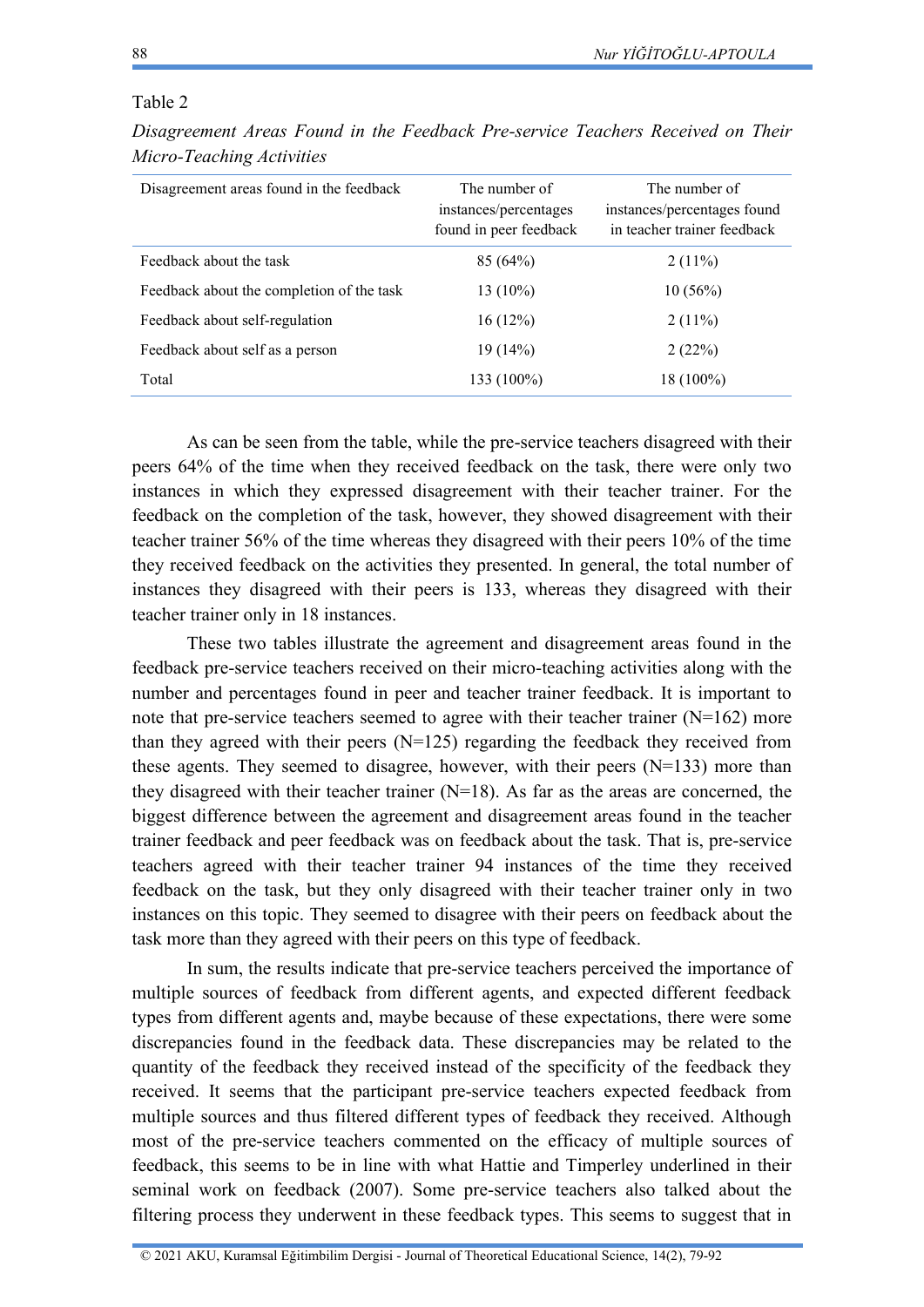Table 2

*Disagreement Areas Found in the Feedback Pre-service Teachers Received on Their Micro-Teaching Activities*

| Disagreement areas found in the feedback | The number of instances/percentages found in peer feedback | The number of instances/percentages found in teacher trainer feedback |
|---|---|---|
| Feedback about the task | 85 (64%) | 2 (11%) |
| Feedback about the completion of the task | 13 (10%) | 10 (56%) |
| Feedback about self-regulation | 16 (12%) | 2 (11%) |
| Feedback about self as a person | 19 (14%) | 2 (22%) |
| Total | 133 (100%) | 18 (100%) |

As can be seen from the table, while the pre-service teachers disagreed with their peers 64% of the time when they received feedback on the task, there were only two instances in which they expressed disagreement with their teacher trainer. For the feedback on the completion of the task, however, they showed disagreement with their teacher trainer 56% of the time whereas they disagreed with their peers 10% of the time they received feedback on the activities they presented. In general, the total number of instances they disagreed with their peers is 133, whereas they disagreed with their teacher trainer only in 18 instances.

These two tables illustrate the agreement and disagreement areas found in the feedback pre-service teachers received on their micro-teaching activities along with the number and percentages found in peer and teacher trainer feedback. It is important to note that pre-service teachers seemed to agree with their teacher trainer (N=162) more than they agreed with their peers (N=125) regarding the feedback they received from these agents. They seemed to disagree, however, with their peers (N=133) more than they disagreed with their teacher trainer (N=18). As far as the areas are concerned, the biggest difference between the agreement and disagreement areas found in the teacher trainer feedback and peer feedback was on feedback about the task. That is, pre-service teachers agreed with their teacher trainer 94 instances of the time they received feedback on the task, but they only disagreed with their teacher trainer only in two instances on this topic. They seemed to disagree with their peers on feedback about the task more than they agreed with their peers on this type of feedback.

In sum, the results indicate that pre-service teachers perceived the importance of multiple sources of feedback from different agents, and expected different feedback types from different agents and, maybe because of these expectations, there were some discrepancies found in the feedback data. These discrepancies may be related to the quantity of the feedback they received instead of the specificity of the feedback they received. It seems that the participant pre-service teachers expected feedback from multiple sources and thus filtered different types of feedback they received. Although most of the pre-service teachers commented on the efficacy of multiple sources of feedback, this seems to be in line with what Hattie and Timperley underlined in their seminal work on feedback (2007). Some pre-service teachers also talked about the filtering process they underwent in these feedback types. This seems to suggest that in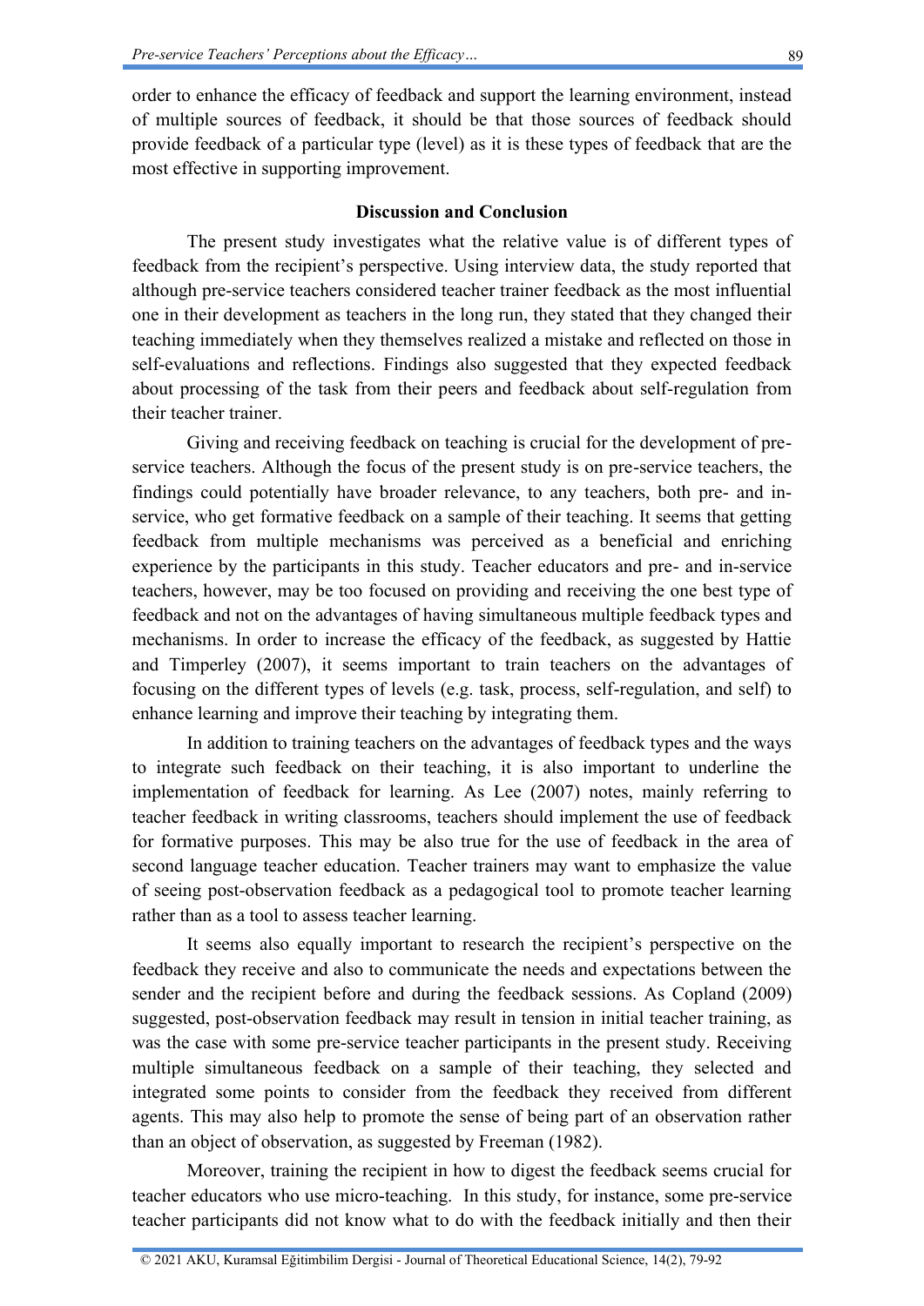order to enhance the efficacy of feedback and support the learning environment, instead of multiple sources of feedback, it should be that those sources of feedback should provide feedback of a particular type (level) as it is these types of feedback that are the most effective in supporting improvement.

## Discussion and Conclusion

The present study investigates what the relative value is of different types of feedback from the recipient's perspective. Using interview data, the study reported that although pre-service teachers considered teacher trainer feedback as the most influential one in their development as teachers in the long run, they stated that they changed their teaching immediately when they themselves realized a mistake and reflected on those in self-evaluations and reflections. Findings also suggested that they expected feedback about processing of the task from their peers and feedback about self-regulation from their teacher trainer.

Giving and receiving feedback on teaching is crucial for the development of pre-service teachers. Although the focus of the present study is on pre-service teachers, the findings could potentially have broader relevance, to any teachers, both pre- and in-service, who get formative feedback on a sample of their teaching. It seems that getting feedback from multiple mechanisms was perceived as a beneficial and enriching experience by the participants in this study. Teacher educators and pre- and in-service teachers, however, may be too focused on providing and receiving the one best type of feedback and not on the advantages of having simultaneous multiple feedback types and mechanisms. In order to increase the efficacy of the feedback, as suggested by Hattie and Timperley (2007), it seems important to train teachers on the advantages of focusing on the different types of levels (e.g. task, process, self-regulation, and self) to enhance learning and improve their teaching by integrating them.

In addition to training teachers on the advantages of feedback types and the ways to integrate such feedback on their teaching, it is also important to underline the implementation of feedback for learning. As Lee (2007) notes, mainly referring to teacher feedback in writing classrooms, teachers should implement the use of feedback for formative purposes. This may be also true for the use of feedback in the area of second language teacher education. Teacher trainers may want to emphasize the value of seeing post-observation feedback as a pedagogical tool to promote teacher learning rather than as a tool to assess teacher learning.

It seems also equally important to research the recipient's perspective on the feedback they receive and also to communicate the needs and expectations between the sender and the recipient before and during the feedback sessions. As Copland (2009) suggested, post-observation feedback may result in tension in initial teacher training, as was the case with some pre-service teacher participants in the present study. Receiving multiple simultaneous feedback on a sample of their teaching, they selected and integrated some points to consider from the feedback they received from different agents. This may also help to promote the sense of being part of an observation rather than an object of observation, as suggested by Freeman (1982).

Moreover, training the recipient in how to digest the feedback seems crucial for teacher educators who use micro-teaching. In this study, for instance, some pre-service teacher participants did not know what to do with the feedback initially and then their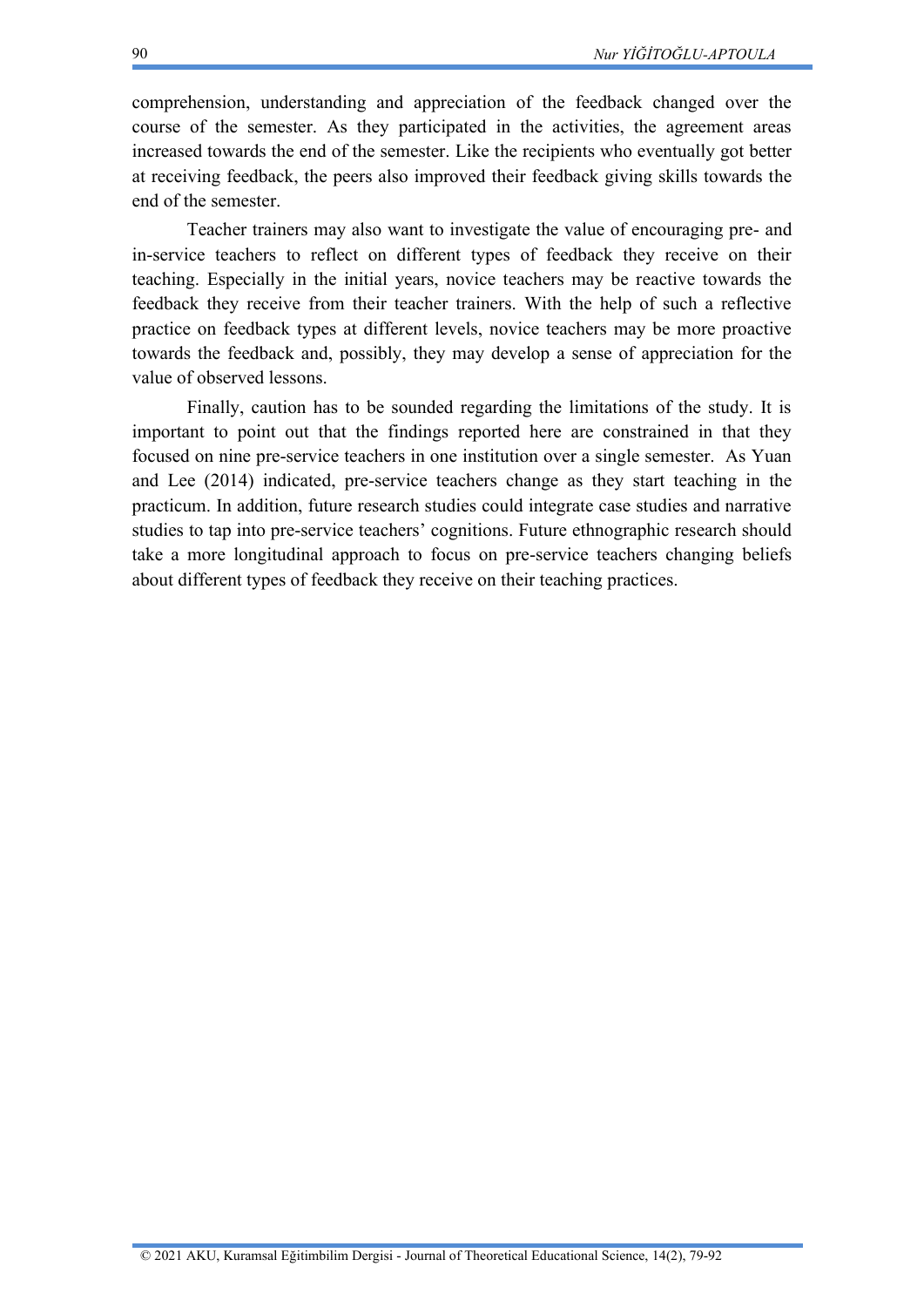comprehension, understanding and appreciation of the feedback changed over the course of the semester. As they participated in the activities, the agreement areas increased towards the end of the semester. Like the recipients who eventually got better at receiving feedback, the peers also improved their feedback giving skills towards the end of the semester.

Teacher trainers may also want to investigate the value of encouraging pre- and in-service teachers to reflect on different types of feedback they receive on their teaching. Especially in the initial years, novice teachers may be reactive towards the feedback they receive from their teacher trainers. With the help of such a reflective practice on feedback types at different levels, novice teachers may be more proactive towards the feedback and, possibly, they may develop a sense of appreciation for the value of observed lessons.

Finally, caution has to be sounded regarding the limitations of the study. It is important to point out that the findings reported here are constrained in that they focused on nine pre-service teachers in one institution over a single semester. As Yuan and Lee (2014) indicated, pre-service teachers change as they start teaching in the practicum. In addition, future research studies could integrate case studies and narrative studies to tap into pre-service teachers' cognitions. Future ethnographic research should take a more longitudinal approach to focus on pre-service teachers changing beliefs about different types of feedback they receive on their teaching practices.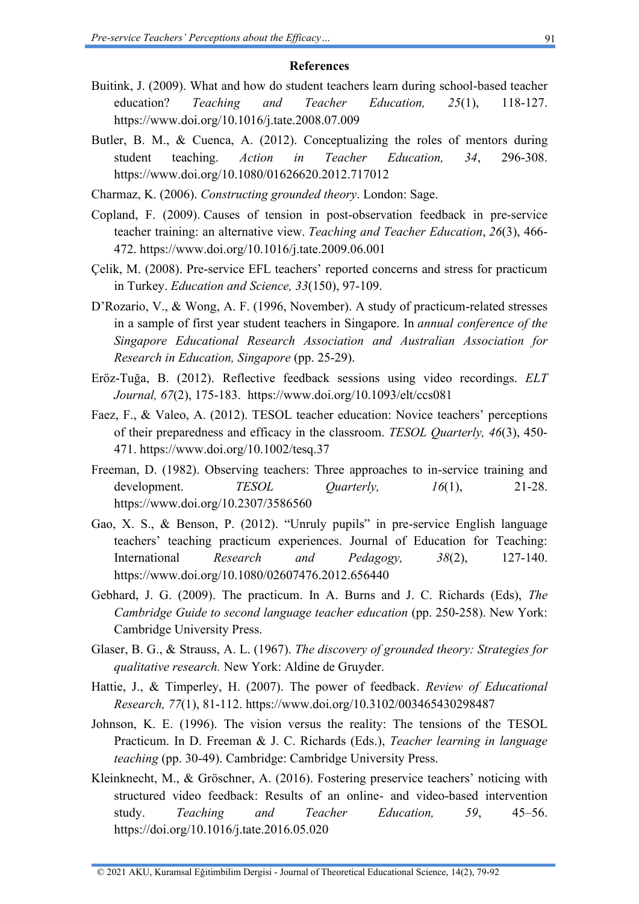**References**

Buitink, J. (2009). What and how do student teachers learn during school-based teacher education? *Teaching and Teacher Education, 25*(1), 118-127. https://www.doi.org/10.1016/j.tate.2008.07.009

Butler, B. M., & Cuenca, A. (2012). Conceptualizing the roles of mentors during student teaching. *Action in Teacher Education, 34*, 296-308. https://www.doi.org/10.1080/01626620.2012.717012

Charmaz, K. (2006). *Constructing grounded theory*. London: Sage.

Copland, F. (2009). Causes of tension in post-observation feedback in pre-service teacher training: an alternative view. *Teaching and Teacher Education*, *26*(3), 466-472. https://www.doi.org/10.1016/j.tate.2009.06.001

Çelik, M. (2008). Pre-service EFL teachers' reported concerns and stress for practicum in Turkey. *Education and Science, 33*(150), 97-109.

D'Rozario, V., & Wong, A. F. (1996, November). A study of practicum-related stresses in a sample of first year student teachers in Singapore. In *annual conference of the Singapore Educational Research Association and Australian Association for Research in Education, Singapore* (pp. 25-29).

Eröz-Tuğa, B. (2012). Reflective feedback sessions using video recordings. *ELT Journal, 67*(2), 175-183. https://www.doi.org/10.1093/elt/ccs081

Faez, F., & Valeo, A. (2012). TESOL teacher education: Novice teachers' perceptions of their preparedness and efficacy in the classroom. *TESOL Quarterly, 46*(3), 450-471. https://www.doi.org/10.1002/tesq.37

Freeman, D. (1982). Observing teachers: Three approaches to in-service training and development. *TESOL Quarterly, 16*(1), 21-28. https://www.doi.org/10.2307/3586560

Gao, X. S., & Benson, P. (2012). "Unruly pupils" in pre-service English language teachers' teaching practicum experiences. Journal of Education for Teaching: International *Research and Pedagogy, 38*(2), 127-140. https://www.doi.org/10.1080/02607476.2012.656440

Gebhard, J. G. (2009). The practicum. In A. Burns and J. C. Richards (Eds), *The Cambridge Guide to second language teacher education* (pp. 250-258). New York: Cambridge University Press.

Glaser, B. G., & Strauss, A. L. (1967). *The discovery of grounded theory: Strategies for qualitative research.* New York: Aldine de Gruyder.

Hattie, J., & Timperley, H. (2007). The power of feedback. *Review of Educational Research, 77*(1), 81-112. https://www.doi.org/10.3102/003465430298487

Johnson, K. E. (1996). The vision versus the reality: The tensions of the TESOL Practicum. In D. Freeman & J. C. Richards (Eds.), *Teacher learning in language teaching* (pp. 30-49). Cambridge: Cambridge University Press.

Kleinknecht, M., & Gröschner, A. (2016). Fostering preservice teachers' noticing with structured video feedback: Results of an online- and video-based intervention study. *Teaching and Teacher Education, 59*, 45–56. https://doi.org/10.1016/j.tate.2016.05.020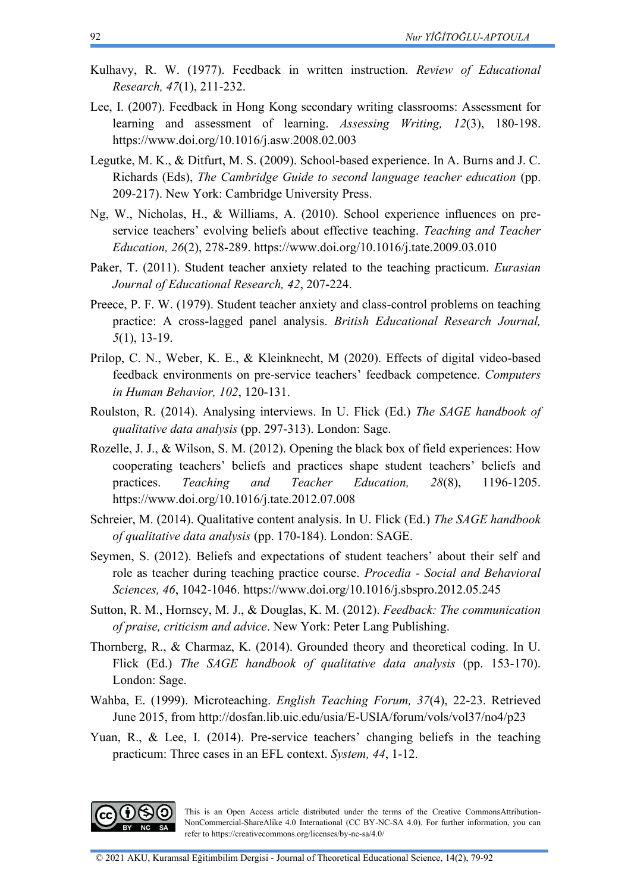Kulhavy, R. W. (1977). Feedback in written instruction. *Review of Educational Research, 47*(1), 211-232.

Lee, I. (2007). Feedback in Hong Kong secondary writing classrooms: Assessment for learning and assessment of learning. *Assessing Writing, 12*(3), 180-198. https://www.doi.org/10.1016/j.asw.2008.02.003

Legutke, M. K., & Ditfurt, M. S. (2009). School-based experience. In A. Burns and J. C. Richards (Eds), *The Cambridge Guide to second language teacher education* (pp. 209-217). New York: Cambridge University Press.

Ng, W., Nicholas, H., & Williams, A. (2010). School experience influences on pre-service teachers' evolving beliefs about effective teaching. *Teaching and Teacher Education, 26*(2), 278-289. https://www.doi.org/10.1016/j.tate.2009.03.010

Paker, T. (2011). Student teacher anxiety related to the teaching practicum. *Eurasian Journal of Educational Research, 42*, 207-224.

Preece, P. F. W. (1979). Student teacher anxiety and class-control problems on teaching practice: A cross-lagged panel analysis. *British Educational Research Journal, 5*(1), 13-19.

Prilop, C. N., Weber, K. E., & Kleinknecht, M (2020). Effects of digital video-based feedback environments on pre-service teachers' feedback competence. *Computers in Human Behavior, 102*, 120-131.

Roulston, R. (2014). Analysing interviews. In U. Flick (Ed.) *The SAGE handbook of qualitative data analysis* (pp. 297-313). London: Sage.

Rozelle, J. J., & Wilson, S. M. (2012). Opening the black box of field experiences: How cooperating teachers' beliefs and practices shape student teachers' beliefs and practices. *Teaching and Teacher Education, 28*(8), 1196-1205. https://www.doi.org/10.1016/j.tate.2012.07.008

Schreier, M. (2014). Qualitative content analysis. In U. Flick (Ed.) *The SAGE handbook of qualitative data analysis* (pp. 170-184). London: SAGE.

Seymen, S. (2012). Beliefs and expectations of student teachers' about their self and role as teacher during teaching practice course. *Procedia - Social and Behavioral Sciences, 46*, 1042-1046. https://www.doi.org/10.1016/j.sbspro.2012.05.245

Sutton, R. M., Hornsey, M. J., & Douglas, K. M. (2012). *Feedback: The communication of praise, criticism and advice*. New York: Peter Lang Publishing.

Thornberg, R., & Charmaz, K. (2014). Grounded theory and theoretical coding. In U. Flick (Ed.) *The SAGE handbook of qualitative data analysis* (pp. 153-170). London: Sage.

Wahba, E. (1999). Microteaching. *English Teaching Forum, 37*(4), 22-23. Retrieved June 2015, from http://dosfan.lib.uic.edu/usia/E-USIA/forum/vols/vol37/no4/p23

Yuan, R., & Lee, I. (2014). Pre-service teachers' changing beliefs in the teaching practicum: Three cases in an EFL context. *System, 44*, 1-12.

This is an Open Access article distributed under the terms of the Creative CommonsAttribution-NonCommercial-ShareAlike 4.0 International (CC BY-NC-SA 4.0). For further information, you can refer to https://creativecommons.org/licenses/by-nc-sa/4.0/